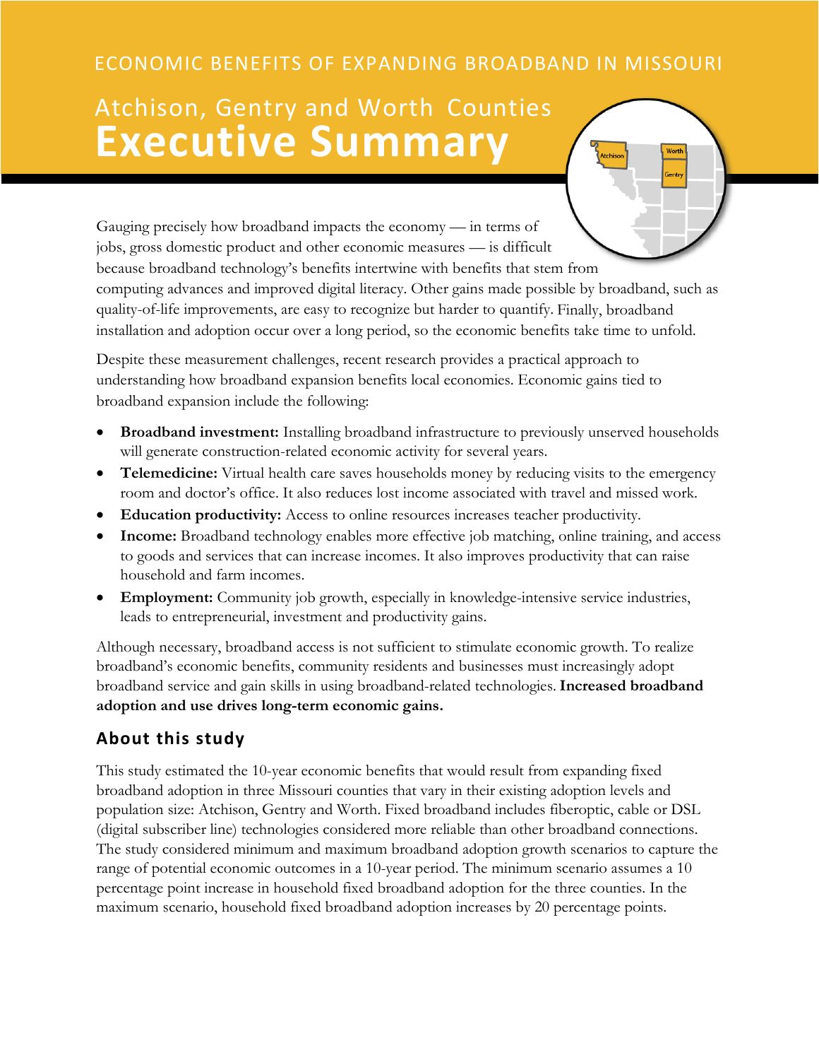ECONOMIC BENEFITS OF EXPANDING BROADBAND IN MISSOURI

# Atchison, Gentry and Worth Counties Executive Summary

Gauging precisely how broadband impacts the economy — in terms of jobs, gross domestic product and other economic measures — is difficult because broadband technology's benefits intertwine with benefits that stem from computing advances and improved digital literacy. Other gains made possible by broadband, such as quality-of-life improvements, are easy to recognize but harder to quantify. Finally, broadband installation and adoption occur over a long period, so the economic benefits take time to unfold.

Despite these measurement challenges, recent research provides a practical approach to understanding how broadband expansion benefits local economies. Economic gains tied to broadband expansion include the following:

- **Broadband investment:** Installing broadband infrastructure to previously unserved households will generate construction-related economic activity for several years.
- **Telemedicine:** Virtual health care saves households money by reducing visits to the emergency room and doctor's office. It also reduces lost income associated with travel and missed work.
- **Education productivity:** Access to online resources increases teacher productivity.
- **Income:** Broadband technology enables more effective job matching, online training, and access to goods and services that can increase incomes. It also improves productivity that can raise household and farm incomes.
- **Employment:** Community job growth, especially in knowledge-intensive service industries, leads to entrepreneurial, investment and productivity gains.

Although necessary, broadband access is not sufficient to stimulate economic growth. To realize broadband's economic benefits, community residents and businesses must increasingly adopt broadband service and gain skills in using broadband-related technologies. **Increased broadband adoption and use drives long-term economic gains.**

## About this study

This study estimated the 10-year economic benefits that would result from expanding fixed broadband adoption in three Missouri counties that vary in their existing adoption levels and population size: Atchison, Gentry and Worth. Fixed broadband includes fiberoptic, cable or DSL (digital subscriber line) technologies considered more reliable than other broadband connections. The study considered minimum and maximum broadband adoption growth scenarios to capture the range of potential economic outcomes in a 10-year period. The minimum scenario assumes a 10 percentage point increase in household fixed broadband adoption for the three counties. In the maximum scenario, household fixed broadband adoption increases by 20 percentage points.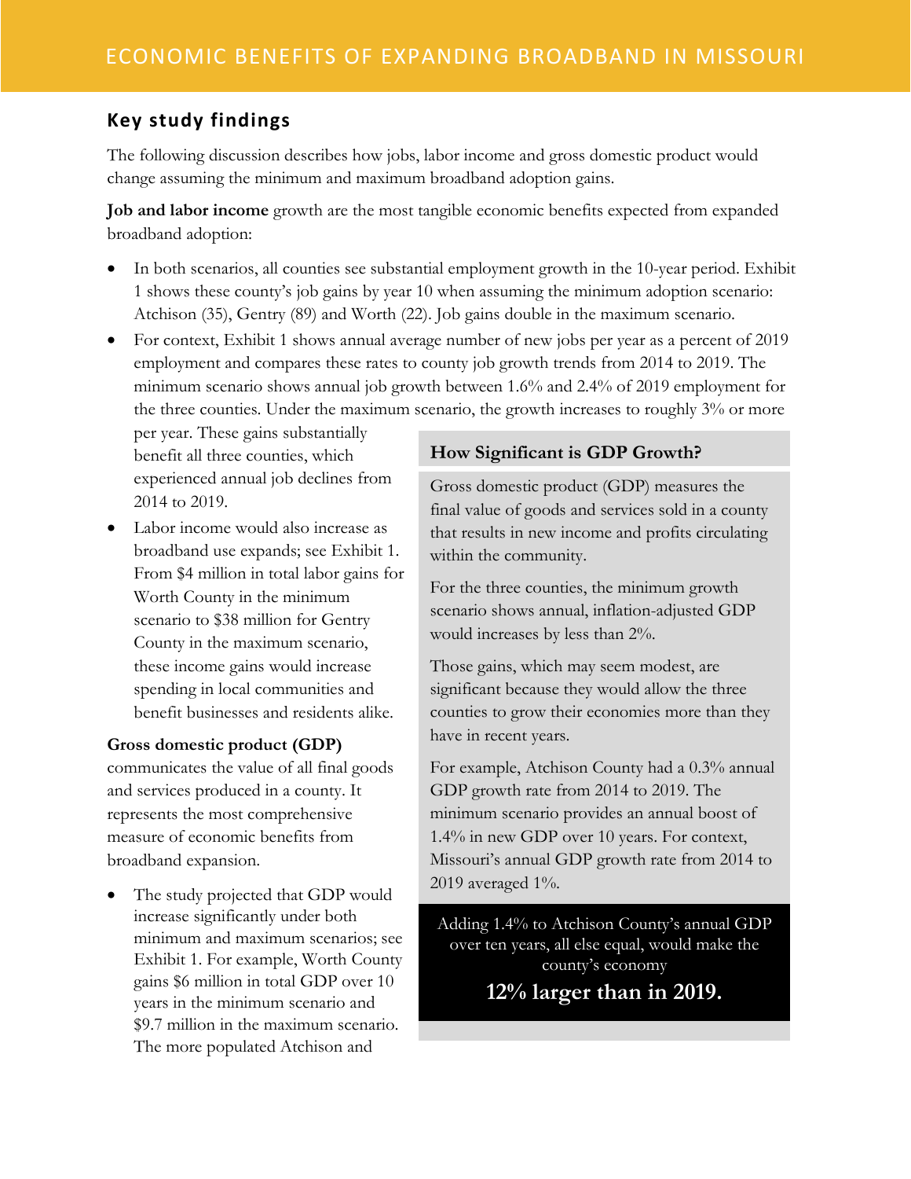## Key study findings

The following discussion describes how jobs, labor income and gross domestic product would change assuming the minimum and maximum broadband adoption gains.

**Job and labor income** growth are the most tangible economic benefits expected from expanded broadband adoption:

- In both scenarios, all counties see substantial employment growth in the 10-year period. Exhibit 1 shows these county's job gains by year 10 when assuming the minimum adoption scenario: Atchison (35), Gentry (89) and Worth (22). Job gains double in the maximum scenario.
- For context, Exhibit 1 shows annual average number of new jobs per year as a percent of 2019 employment and compares these rates to county job growth trends from 2014 to 2019. The minimum scenario shows annual job growth between 1.6% and 2.4% of 2019 employment for the three counties. Under the maximum scenario, the growth increases to roughly 3% or more per year. These gains substantially benefit all three counties, which experienced annual job declines from 2014 to 2019.
- Labor income would also increase as broadband use expands; see Exhibit 1. From $4 million in total labor gains for Worth County in the minimum scenario to $38 million for Gentry County in the maximum scenario, these income gains would increase spending in local communities and benefit businesses and residents alike.

**Gross domestic product (GDP)** communicates the value of all final goods and services produced in a county. It represents the most comprehensive measure of economic benefits from broadband expansion.

- The study projected that GDP would increase significantly under both minimum and maximum scenarios; see Exhibit 1. For example, Worth County gains $6 million in total GDP over 10 years in the minimum scenario and $9.7 million in the maximum scenario. The more populated Atchison and

### How Significant is GDP Growth?

Gross domestic product (GDP) measures the final value of goods and services sold in a county that results in new income and profits circulating within the community.

For the three counties, the minimum growth scenario shows annual, inflation-adjusted GDP would increases by less than 2%.

Those gains, which may seem modest, are significant because they would allow the three counties to grow their economies more than they have in recent years.

For example, Atchison County had a 0.3% annual GDP growth rate from 2014 to 2019. The minimum scenario provides an annual boost of 1.4% in new GDP over 10 years. For context, Missouri's annual GDP growth rate from 2014 to 2019 averaged 1%.

Adding 1.4% to Atchison County's annual GDP over ten years, all else equal, would make the county's economy

**12% larger than in 2019.**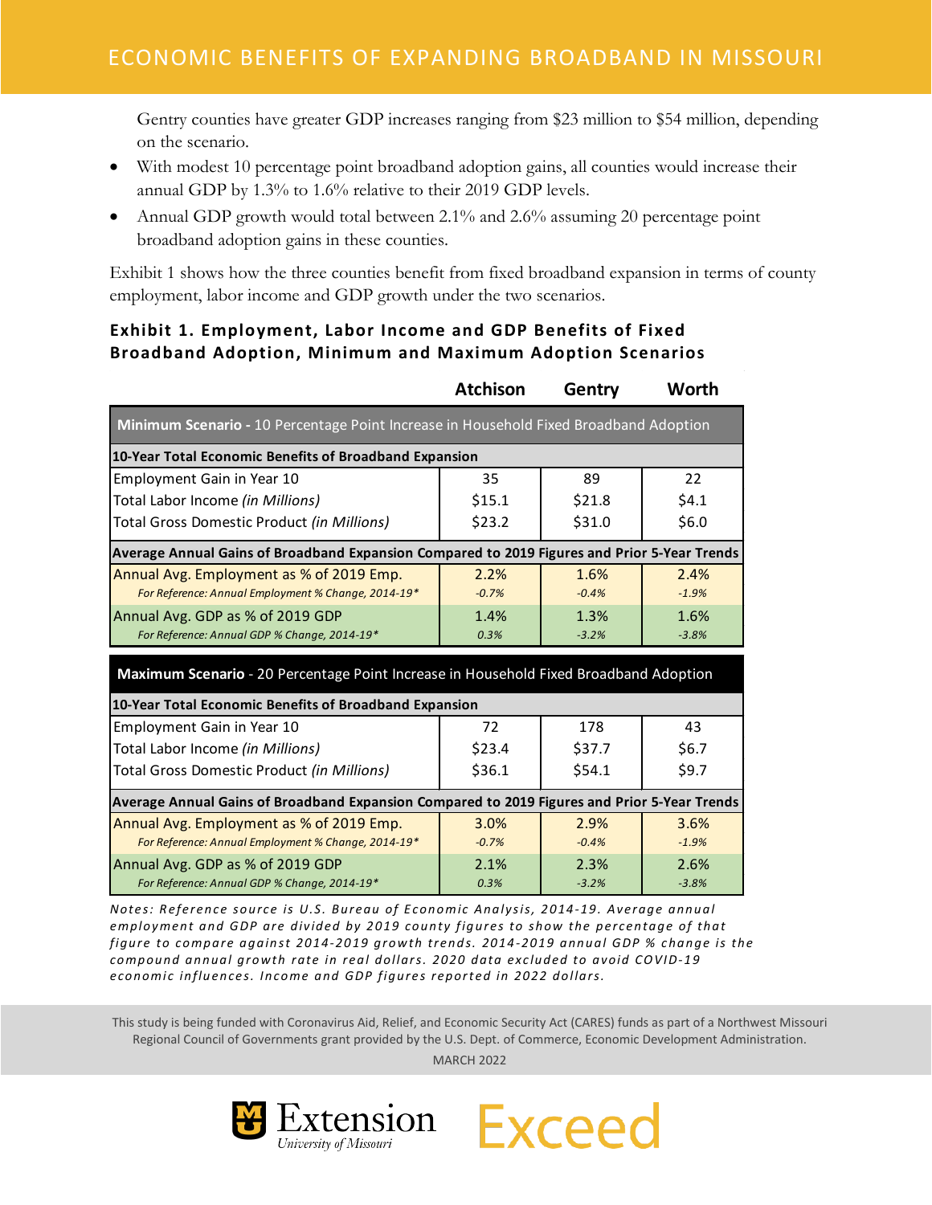Gentry counties have greater GDP increases ranging from $23 million to $54 million, depending on the scenario.

- With modest 10 percentage point broadband adoption gains, all counties would increase their annual GDP by 1.3% to 1.6% relative to their 2019 GDP levels.
- Annual GDP growth would total between 2.1% and 2.6% assuming 20 percentage point broadband adoption gains in these counties.

Exhibit 1 shows how the three counties benefit from fixed broadband expansion in terms of county employment, labor income and GDP growth under the two scenarios.

### Exhibit 1. Employment, Labor Income and GDP Benefits of Fixed Broadband Adoption, Minimum and Maximum Adoption Scenarios

| | Atchison | Gentry | Worth |
|---|---|---|---|
| **Minimum Scenario** - 10 Percentage Point Increase in Household Fixed Broadband Adoption | | | |
| **10-Year Total Economic Benefits of Broadband Expansion** | | | |
| Employment Gain in Year 10 | 35 | 89 | 22 |
| Total Labor Income *(in Millions)* | $15.1 | $21.8 | $4.1 |
| Total Gross Domestic Product *(in Millions)* | $23.2 | $31.0 | $6.0 |
| **Average Annual Gains of Broadband Expansion Compared to 2019 Figures and Prior 5-Year Trends** | | | |
| Annual Avg. Employment as % of 2019 Emp. | 2.2% | 1.6% | 2.4% |
| *For Reference: Annual Employment % Change, 2014-19** | *-0.7%* | *-0.4%* | *-1.9%* |
| Annual Avg. GDP as % of 2019 GDP | 1.4% | 1.3% | 1.6% |
| *For Reference: Annual GDP % Change, 2014-19** | *0.3%* | *-3.2%* | *-3.8%* |
| **Maximum Scenario** - 20 Percentage Point Increase in Household Fixed Broadband Adoption | | | |
| **10-Year Total Economic Benefits of Broadband Expansion** | | | |
| Employment Gain in Year 10 | 72 | 178 | 43 |
| Total Labor Income *(in Millions)* | $23.4 | $37.7 | $6.7 |
| Total Gross Domestic Product *(in Millions)* | $36.1 | $54.1 | $9.7 |
| **Average Annual Gains of Broadband Expansion Compared to 2019 Figures and Prior 5-Year Trends** | | | |
| Annual Avg. Employment as % of 2019 Emp. | 3.0% | 2.9% | 3.6% |
| *For Reference: Annual Employment % Change, 2014-19** | *-0.7%* | *-0.4%* | *-1.9%* |
| Annual Avg. GDP as % of 2019 GDP | 2.1% | 2.3% | 2.6% |
| *For Reference: Annual GDP % Change, 2014-19** | *0.3%* | *-3.2%* | *-3.8%* |

*Notes: Reference source is U.S. Bureau of Economic Analysis, 2014-19. Average annual employment and GDP are divided by 2019 county figures to show the percentage of that figure to compare against 2014-2019 growth trends. 2014-2019 annual GDP % change is the compound annual growth rate in real dollars. 2020 data excluded to avoid COVID-19 economic influences. Income and GDP figures reported in 2022 dollars.*

This study is being funded with Coronavirus Aid, Relief, and Economic Security Act (CARES) funds as part of a Northwest Missouri Regional Council of Governments grant provided by the U.S. Dept. of Commerce, Economic Development Administration.

MARCH 2022

Extension
University of Missouri

Exceed